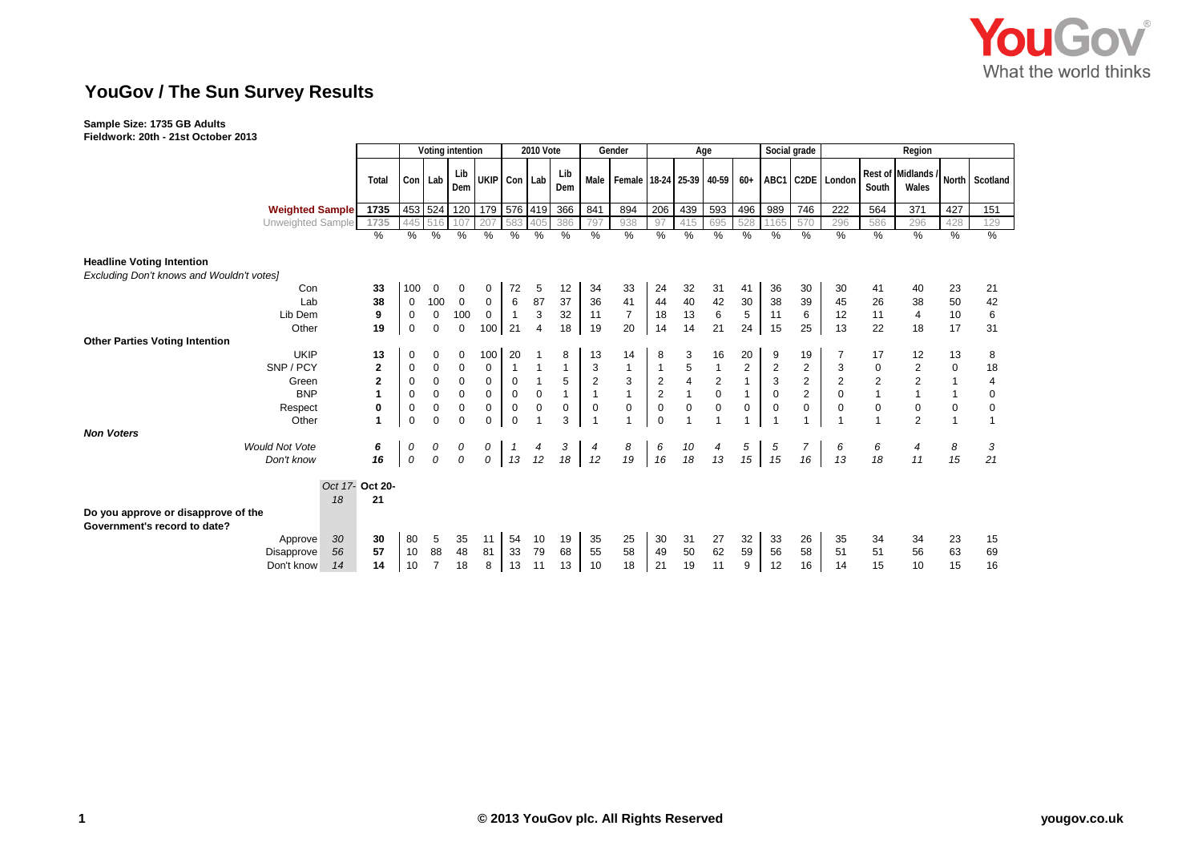# YouGov / The Sun Survey Results

**Sample Size: 1735 GB Adults**
**Fieldwork: 20th - 21st October 2013**

| | | Total | Voting intention | | | | 2010 Vote | | | Gender | | Age | | | | Social grade | | Region | | | | |
|---|---|---|---|---|---|---|---|---|---|---|---|---|---|---|---|---|---|---|---|---|---|---|
| | | | Con | Lab | Lib Dem | UKIP | Con | Lab | Lib Dem | Male | Female | 18-24 | 25-39 | 40-59 | 60+ | ABC1 | C2DE | London | Rest of South | Midlands / Wales | North | Scotland |
| **Weighted Sample** | | 1735 | 453 | 524 | 120 | 179 | 576 | 419 | 366 | 841 | 894 | 206 | 439 | 593 | 496 | 989 | 746 | 222 | 564 | 371 | 427 | 151 |
| Unweighted Sample | | 1735 | 445 | 516 | 107 | 207 | 583 | 405 | 386 | 797 | 938 | 97 | 415 | 695 | 528 | 1165 | 570 | 296 | 586 | 296 | 428 | 129 |
| | | % | % | % | % | % | % | % | % | % | % | % | % | % | % | % | % | % | % | % | % | % |
| **Headline Voting Intention** | | | | | | | | | | | | | | | | | | | | | | |
| *Excluding Don't knows and Wouldn't votes]* | | | | | | | | | | | | | | | | | | | | | | |
| Con | | 33 | 100 | 0 | 0 | 0 | 72 | 5 | 12 | 34 | 33 | 24 | 32 | 31 | 41 | 36 | 30 | 30 | 41 | 40 | 23 | 21 |
| Lab | | 38 | 0 | 100 | 0 | 0 | 6 | 87 | 37 | 36 | 41 | 44 | 40 | 42 | 30 | 38 | 39 | 45 | 26 | 38 | 50 | 42 |
| Lib Dem | | 9 | 0 | 0 | 100 | 0 | 1 | 3 | 32 | 11 | 7 | 18 | 13 | 6 | 5 | 11 | 6 | 12 | 11 | 4 | 10 | 6 |
| Other | | 19 | 0 | 0 | 0 | 100 | 21 | 4 | 18 | 19 | 20 | 14 | 14 | 21 | 24 | 15 | 25 | 13 | 22 | 18 | 17 | 31 |
| **Other Parties Voting Intention** | | | | | | | | | | | | | | | | | | | | | | |
| UKIP | | 13 | 0 | 0 | 0 | 100 | 20 | 1 | 8 | 13 | 14 | 8 | 3 | 16 | 20 | 9 | 19 | 7 | 17 | 12 | 13 | 8 |
| SNP / PCY | | 2 | 0 | 0 | 0 | 0 | 1 | 1 | 1 | 3 | 1 | 1 | 5 | 1 | 2 | 2 | 2 | 3 | 0 | 2 | 0 | 18 |
| Green | | 2 | 0 | 0 | 0 | 0 | 0 | 1 | 5 | 2 | 3 | 2 | 4 | 2 | 1 | 3 | 2 | 2 | 2 | 2 | 1 | 4 |
| BNP | | 1 | 0 | 0 | 0 | 0 | 0 | 0 | 1 | 1 | 1 | 2 | 1 | 0 | 1 | 0 | 2 | 0 | 1 | 1 | 1 | 0 |
| Respect | | 0 | 0 | 0 | 0 | 0 | 0 | 0 | 0 | 0 | 0 | 0 | 0 | 0 | 0 | 0 | 0 | 0 | 0 | 0 | 0 | 0 |
| Other | | 1 | 0 | 0 | 0 | 0 | 0 | 1 | 3 | 1 | 1 | 0 | 1 | 1 | 1 | 1 | 1 | 1 | 1 | 2 | 1 | 1 |
| ***Non Voters*** | | | | | | | | | | | | | | | | | | | | | | |
| *Would Not Vote* | | *6* | *0* | *0* | *0* | *0* | *1* | *4* | *3* | *4* | *8* | *6* | *10* | *4* | *5* | *5* | *7* | *6* | *6* | *4* | *8* | *3* |
| *Don't know* | | *16* | *0* | *0* | *0* | *0* | *13* | *12* | *18* | *12* | *19* | *16* | *18* | *13* | *15* | *15* | *16* | *13* | *18* | *11* | *15* | *21* |
| | *Oct 17-18* | **Oct 20-21** | | | | | | | | | | | | | | | | | | | | |
| **Do you approve or disapprove of the Government's record to date?** | | | | | | | | | | | | | | | | | | | | | | |
| Approve | *30* | 30 | 80 | 5 | 35 | 11 | 54 | 10 | 19 | 35 | 25 | 30 | 31 | 27 | 32 | 33 | 26 | 35 | 34 | 34 | 23 | 15 |
| Disapprove | *56* | 57 | 10 | 88 | 48 | 81 | 33 | 79 | 68 | 55 | 58 | 49 | 50 | 62 | 59 | 56 | 58 | 51 | 51 | 56 | 63 | 69 |
| Don't know | *14* | 14 | 10 | 7 | 18 | 8 | 13 | 11 | 13 | 10 | 18 | 21 | 19 | 11 | 9 | 12 | 16 | 14 | 15 | 10 | 15 | 16 |

© 2013 YouGov plc. All Rights Reserved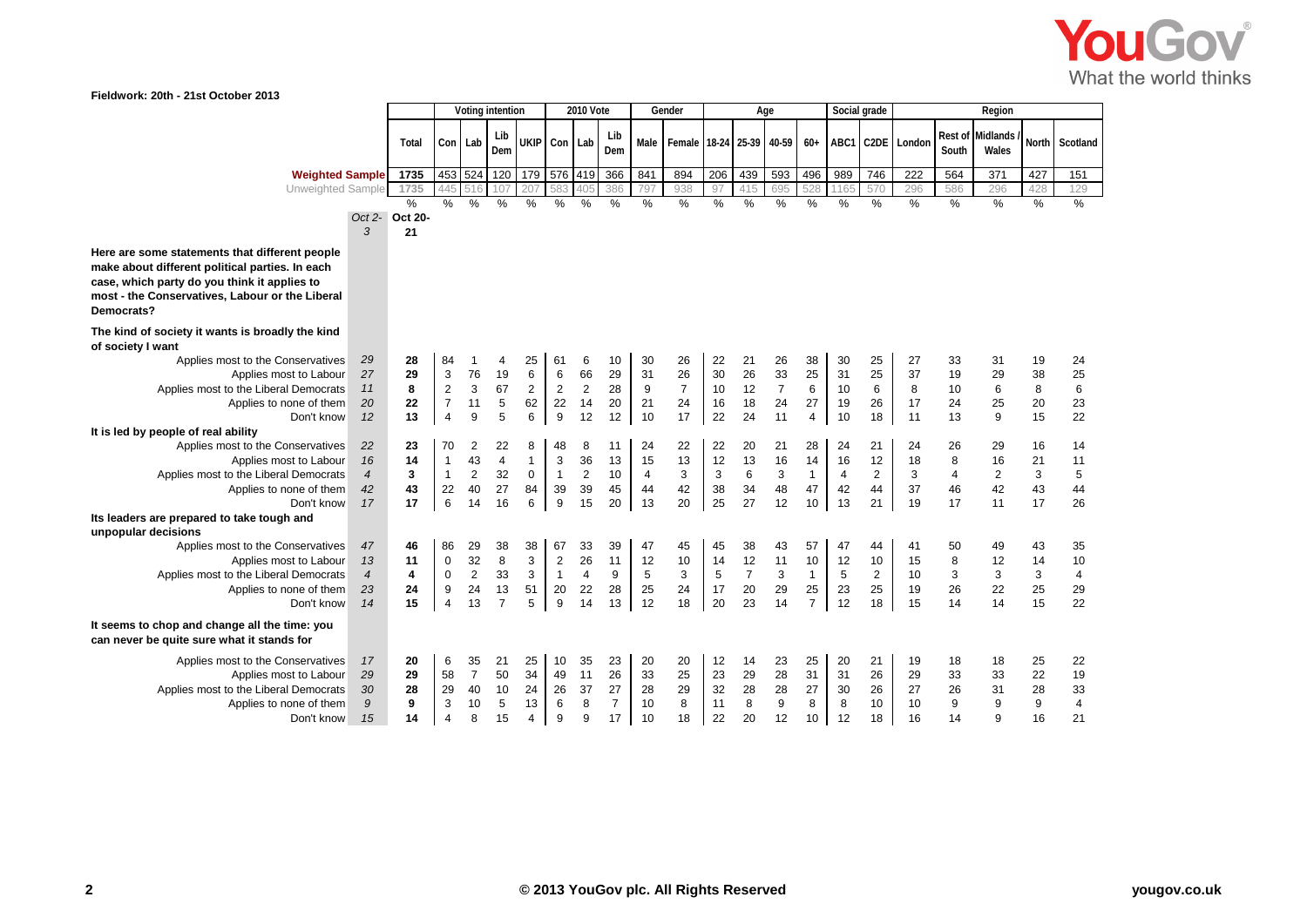Fieldwork: 20th - 21st October 2013

| | Oct 2-3 | Total (Oct 20-21) | Voting intention | | | | 2010 Vote | | | Gender | | Age | | | | Social grade | | Region | | | | |
|---|---|---|---|---|---|---|---|---|---|---|---|---|---|---|---|---|---|---|---|---|---|---|
| | | | Con | Lab | Lib Dem | UKIP | Con | Lab | Lib Dem | Male | Female | 18-24 | 25-39 | 40-59 | 60+ | ABC1 | C2DE | London | Rest of South | Midlands / Wales | North | Scotland |
| **Weighted Sample** | | 1735 | 453 | 524 | 120 | 179 | 576 | 419 | 366 | 841 | 894 | 206 | 439 | 593 | 496 | 989 | 746 | 222 | 564 | 371 | 427 | 151 |
| Unweighted Sample | | 1735 | 445 | 516 | 107 | 207 | 583 | 405 | 386 | 797 | 938 | 97 | 415 | 695 | 528 | 1165 | 570 | 296 | 586 | 296 | 428 | 129 |
| | | % | % | % | % | % | % | % | % | % | % | % | % | % | % | % | % | % | % | % | % | % |
| **Here are some statements that different people make about different political parties. In each case, which party do you think it applies to most - the Conservatives, Labour or the Liberal Democrats?** | | | | | | | | | | | | | | | | | | | | | | |
| **The kind of society it wants is broadly the kind of society I want** | | | | | | | | | | | | | | | | | | | | | | |
| Applies most to the Conservatives | 29 | 28 | 84 | 1 | 4 | 25 | 61 | 6 | 10 | 30 | 26 | 22 | 21 | 26 | 38 | 30 | 25 | 27 | 33 | 31 | 19 | 24 |
| Applies most to Labour | 27 | 29 | 3 | 76 | 19 | 6 | 6 | 66 | 29 | 31 | 26 | 30 | 26 | 33 | 25 | 31 | 25 | 37 | 19 | 29 | 38 | 25 |
| Applies most to the Liberal Democrats | 11 | 8 | 2 | 3 | 67 | 2 | 2 | 2 | 28 | 9 | 7 | 10 | 12 | 7 | 6 | 10 | 6 | 8 | 10 | 6 | 8 | 6 |
| Applies to none of them | 20 | 22 | 7 | 11 | 5 | 62 | 22 | 14 | 20 | 21 | 24 | 16 | 18 | 24 | 27 | 19 | 26 | 17 | 24 | 25 | 20 | 23 |
| Don't know | 12 | 13 | 4 | 9 | 5 | 6 | 9 | 12 | 12 | 10 | 17 | 22 | 24 | 11 | 4 | 10 | 18 | 11 | 13 | 9 | 15 | 22 |
| **It is led by people of real ability** | | | | | | | | | | | | | | | | | | | | | | |
| Applies most to the Conservatives | 22 | 23 | 70 | 2 | 22 | 8 | 48 | 8 | 11 | 24 | 22 | 22 | 20 | 21 | 28 | 24 | 21 | 24 | 26 | 29 | 16 | 14 |
| Applies most to Labour | 16 | 14 | 1 | 43 | 4 | 1 | 3 | 36 | 13 | 15 | 13 | 12 | 13 | 16 | 14 | 16 | 12 | 18 | 8 | 16 | 21 | 11 |
| Applies most to the Liberal Democrats | 4 | 3 | 1 | 2 | 32 | 0 | 1 | 2 | 10 | 4 | 3 | 3 | 6 | 3 | 1 | 4 | 2 | 3 | 4 | 2 | 3 | 5 |
| Applies to none of them | 42 | 43 | 22 | 40 | 27 | 84 | 39 | 39 | 45 | 44 | 42 | 38 | 34 | 48 | 47 | 42 | 44 | 37 | 46 | 42 | 43 | 44 |
| Don't know | 17 | 17 | 6 | 14 | 16 | 6 | 9 | 15 | 20 | 13 | 20 | 25 | 27 | 12 | 10 | 13 | 21 | 19 | 17 | 11 | 17 | 26 |
| **Its leaders are prepared to take tough and unpopular decisions** | | | | | | | | | | | | | | | | | | | | | | |
| Applies most to the Conservatives | 47 | 46 | 86 | 29 | 38 | 38 | 67 | 33 | 39 | 47 | 45 | 45 | 38 | 43 | 57 | 47 | 44 | 41 | 50 | 49 | 43 | 35 |
| Applies most to Labour | 13 | 11 | 0 | 32 | 8 | 3 | 2 | 26 | 11 | 12 | 10 | 14 | 12 | 11 | 10 | 12 | 10 | 15 | 8 | 12 | 14 | 10 |
| Applies most to the Liberal Democrats | 4 | 4 | 0 | 2 | 33 | 3 | 1 | 4 | 9 | 5 | 3 | 5 | 7 | 3 | 1 | 5 | 2 | 10 | 3 | 3 | 3 | 4 |
| Applies to none of them | 23 | 24 | 9 | 24 | 13 | 51 | 20 | 22 | 28 | 25 | 24 | 17 | 20 | 29 | 25 | 23 | 25 | 19 | 26 | 22 | 25 | 29 |
| Don't know | 14 | 15 | 4 | 13 | 7 | 5 | 9 | 14 | 13 | 12 | 18 | 20 | 23 | 14 | 7 | 12 | 18 | 15 | 14 | 14 | 15 | 22 |
| **It seems to chop and change all the time: you can never be quite sure what it stands for** | | | | | | | | | | | | | | | | | | | | | | |
| Applies most to the Conservatives | 17 | 20 | 6 | 35 | 21 | 25 | 10 | 35 | 23 | 20 | 20 | 12 | 14 | 23 | 25 | 20 | 21 | 19 | 18 | 18 | 25 | 22 |
| Applies most to Labour | 29 | 29 | 58 | 7 | 50 | 34 | 49 | 11 | 26 | 33 | 25 | 23 | 29 | 28 | 31 | 31 | 26 | 29 | 33 | 33 | 22 | 19 |
| Applies most to the Liberal Democrats | 30 | 28 | 29 | 40 | 10 | 24 | 26 | 37 | 27 | 28 | 29 | 32 | 28 | 28 | 27 | 30 | 26 | 27 | 26 | 31 | 28 | 33 |
| Applies to none of them | 9 | 9 | 3 | 10 | 5 | 13 | 6 | 8 | 7 | 10 | 8 | 11 | 8 | 9 | 8 | 8 | 10 | 10 | 9 | 9 | 9 | 4 |
| Don't know | 15 | 14 | 4 | 8 | 15 | 4 | 9 | 9 | 17 | 10 | 18 | 22 | 20 | 12 | 10 | 12 | 18 | 16 | 14 | 9 | 16 | 21 |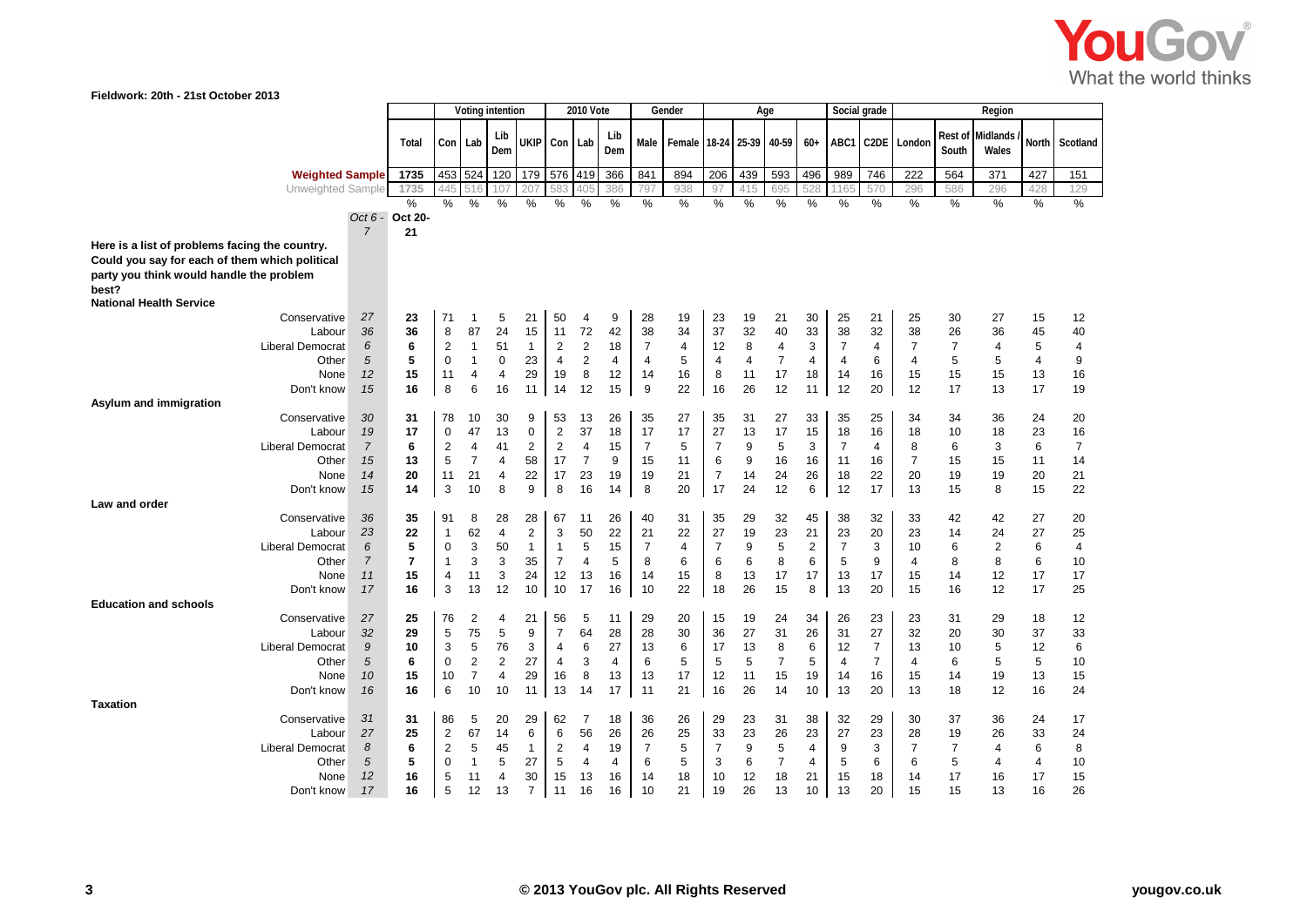Fieldwork: 20th - 21st October 2013

| | Oct 6 - 7 | Total | Voting intention | | | | 2010 Vote | | | Gender | | Age | | | | Social grade | | Region | | | | |
|---|---|---|---|---|---|---|---|---|---|---|---|---|---|---|---|---|---|---|---|---|---|---|
| | | | Con | Lab | Lib Dem | UKIP | Con | Lab | Lib Dem | Male | Female | 18-24 | 25-39 | 40-59 | 60+ | ABC1 | C2DE | London | Rest of South | Midlands / Wales | North | Scotland |
| Weighted Sample | | 1735 | 453 | 524 | 120 | 179 | 576 | 419 | 366 | 841 | 894 | 206 | 439 | 593 | 496 | 989 | 746 | 222 | 564 | 371 | 427 | 151 |
| Unweighted Sample | | 1735 | 445 | 516 | 107 | 207 | 583 | 405 | 386 | 797 | 938 | 97 | 415 | 695 | 528 | 1165 | 570 | 296 | 586 | 296 | 428 | 129 |
| | | % | % | % | % | % | % | % | % | % | % | % | % | % | % | % | % | % | % | % | % | % |
| | Oct 6 - 7 | Oct 20-21 | | | | | | | | | | | | | | | | | | | | |
| **Here is a list of problems facing the country. Could you say for each of them which political party you think would handle the problem best?** | | | | | | | | | | | | | | | | | | | | | | |
| **National Health Service** | | | | | | | | | | | | | | | | | | | | | | |
| Conservative | 27 | 23 | 71 | 1 | 5 | 21 | 50 | 4 | 9 | 28 | 19 | 23 | 19 | 21 | 30 | 25 | 21 | 25 | 30 | 27 | 15 | 12 |
| Labour | 36 | 36 | 8 | 87 | 24 | 15 | 11 | 72 | 42 | 38 | 34 | 37 | 32 | 40 | 33 | 38 | 32 | 38 | 26 | 36 | 45 | 40 |
| Liberal Democrat | 6 | 6 | 2 | 1 | 51 | 1 | 2 | 2 | 18 | 7 | 4 | 12 | 8 | 4 | 3 | 7 | 4 | 7 | 7 | 4 | 5 | 4 |
| Other | 5 | 5 | 0 | 1 | 0 | 23 | 4 | 2 | 4 | 4 | 5 | 4 | 4 | 7 | 4 | 4 | 6 | 4 | 5 | 5 | 4 | 9 |
| None | 12 | 15 | 11 | 4 | 4 | 29 | 19 | 8 | 12 | 14 | 16 | 8 | 11 | 17 | 18 | 14 | 16 | 15 | 15 | 15 | 13 | 16 |
| Don't know | 15 | 16 | 8 | 6 | 16 | 11 | 14 | 12 | 15 | 9 | 22 | 16 | 26 | 12 | 11 | 12 | 20 | 12 | 17 | 13 | 17 | 19 |
| **Asylum and immigration** | | | | | | | | | | | | | | | | | | | | | | |
| Conservative | 30 | 31 | 78 | 10 | 30 | 9 | 53 | 13 | 26 | 35 | 27 | 35 | 31 | 27 | 33 | 35 | 25 | 34 | 34 | 36 | 24 | 20 |
| Labour | 19 | 17 | 0 | 47 | 13 | 0 | 2 | 37 | 18 | 17 | 17 | 27 | 13 | 17 | 15 | 18 | 16 | 18 | 10 | 18 | 23 | 16 |
| Liberal Democrat | 7 | 6 | 2 | 4 | 41 | 2 | 2 | 4 | 15 | 7 | 5 | 7 | 9 | 5 | 3 | 7 | 4 | 8 | 6 | 3 | 6 | 7 |
| Other | 15 | 13 | 5 | 7 | 4 | 58 | 17 | 7 | 9 | 15 | 11 | 6 | 9 | 16 | 16 | 11 | 16 | 7 | 15 | 15 | 11 | 14 |
| None | 14 | 20 | 11 | 21 | 4 | 22 | 17 | 23 | 19 | 19 | 21 | 7 | 14 | 24 | 26 | 18 | 22 | 20 | 19 | 19 | 20 | 21 |
| Don't know | 15 | 14 | 3 | 10 | 8 | 9 | 8 | 16 | 14 | 8 | 20 | 17 | 24 | 12 | 6 | 12 | 17 | 13 | 15 | 8 | 15 | 22 |
| **Law and order** | | | | | | | | | | | | | | | | | | | | | | |
| Conservative | 36 | 35 | 91 | 8 | 28 | 28 | 67 | 11 | 26 | 40 | 31 | 35 | 29 | 32 | 45 | 38 | 32 | 33 | 42 | 42 | 27 | 20 |
| Labour | 23 | 22 | 1 | 62 | 4 | 2 | 3 | 50 | 22 | 21 | 22 | 27 | 19 | 23 | 21 | 23 | 20 | 23 | 14 | 24 | 27 | 25 |
| Liberal Democrat | 6 | 5 | 0 | 3 | 50 | 1 | 1 | 5 | 15 | 7 | 4 | 7 | 9 | 5 | 2 | 7 | 3 | 10 | 6 | 2 | 6 | 4 |
| Other | 7 | 7 | 1 | 3 | 3 | 35 | 7 | 4 | 5 | 8 | 6 | 6 | 6 | 8 | 6 | 5 | 9 | 4 | 8 | 8 | 6 | 10 |
| None | 11 | 15 | 4 | 11 | 3 | 24 | 12 | 13 | 16 | 14 | 15 | 8 | 13 | 17 | 17 | 13 | 17 | 15 | 14 | 12 | 17 | 17 |
| Don't know | 17 | 16 | 3 | 13 | 12 | 10 | 10 | 17 | 16 | 10 | 22 | 18 | 26 | 15 | 8 | 13 | 20 | 15 | 16 | 12 | 17 | 25 |
| **Education and schools** | | | | | | | | | | | | | | | | | | | | | | |
| Conservative | 27 | 25 | 76 | 2 | 4 | 21 | 56 | 5 | 11 | 29 | 20 | 15 | 19 | 24 | 34 | 26 | 23 | 23 | 31 | 29 | 18 | 12 |
| Labour | 32 | 29 | 5 | 75 | 5 | 9 | 7 | 64 | 28 | 28 | 30 | 36 | 27 | 31 | 26 | 31 | 27 | 32 | 20 | 30 | 37 | 33 |
| Liberal Democrat | 9 | 10 | 3 | 5 | 76 | 3 | 4 | 6 | 27 | 13 | 6 | 17 | 13 | 8 | 6 | 12 | 7 | 13 | 10 | 5 | 12 | 6 |
| Other | 5 | 6 | 0 | 2 | 2 | 27 | 4 | 3 | 4 | 6 | 5 | 5 | 5 | 7 | 5 | 4 | 7 | 4 | 6 | 5 | 5 | 10 |
| None | 10 | 15 | 10 | 7 | 4 | 29 | 16 | 8 | 13 | 13 | 17 | 12 | 11 | 15 | 19 | 14 | 16 | 15 | 14 | 19 | 13 | 15 |
| Don't know | 16 | 16 | 6 | 10 | 10 | 11 | 13 | 14 | 17 | 11 | 21 | 16 | 26 | 14 | 10 | 13 | 20 | 13 | 18 | 12 | 16 | 24 |
| **Taxation** | | | | | | | | | | | | | | | | | | | | | | |
| Conservative | 31 | 31 | 86 | 5 | 20 | 29 | 62 | 7 | 18 | 36 | 26 | 29 | 23 | 31 | 38 | 32 | 29 | 30 | 37 | 36 | 24 | 17 |
| Labour | 27 | 25 | 2 | 67 | 14 | 6 | 6 | 56 | 26 | 26 | 25 | 33 | 23 | 26 | 23 | 27 | 23 | 28 | 19 | 26 | 33 | 24 |
| Liberal Democrat | 8 | 6 | 2 | 5 | 45 | 1 | 2 | 4 | 19 | 7 | 5 | 7 | 9 | 5 | 4 | 9 | 3 | 7 | 7 | 4 | 6 | 8 |
| Other | 5 | 5 | 0 | 1 | 5 | 27 | 5 | 4 | 4 | 6 | 5 | 3 | 6 | 7 | 4 | 5 | 6 | 6 | 5 | 4 | 4 | 10 |
| None | 12 | 16 | 5 | 11 | 4 | 30 | 15 | 13 | 16 | 14 | 18 | 10 | 12 | 18 | 21 | 15 | 18 | 14 | 17 | 16 | 17 | 15 |
| Don't know | 17 | 16 | 5 | 12 | 13 | 7 | 11 | 16 | 16 | 10 | 21 | 19 | 26 | 13 | 10 | 13 | 20 | 15 | 15 | 13 | 16 | 26 |

© 2013 YouGov plc. All Rights Reserved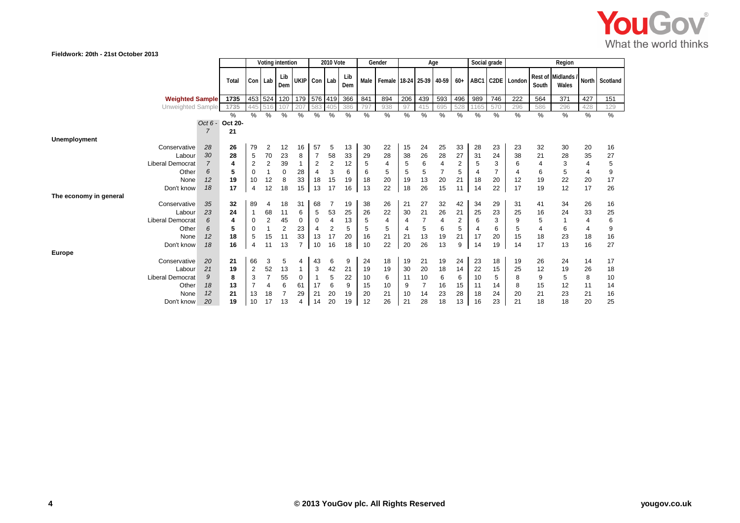Fieldwork: 20th - 21st October 2013

| | Oct 6 - 7 | Oct 20-21 | Voting intention | | | | 2010 Vote | | | Gender | | Age | | | | Social grade | | Region | | | | |
|---|---|---|---|---|---|---|---|---|---|---|---|---|---|---|---|---|---|---|---|---|---|---|
| | | Total | Con | Lab | Lib Dem | UKIP | Con | Lab | Lib Dem | Male | Female | 18-24 | 25-39 | 40-59 | 60+ | ABC1 | C2DE | London | Rest of South | Midlands / Wales | North | Scotland |
| **Weighted Sample** | | 1735 | 453 | 524 | 120 | 179 | 576 | 419 | 366 | 841 | 894 | 206 | 439 | 593 | 496 | 989 | 746 | 222 | 564 | 371 | 427 | 151 |
| Unweighted Sample | | 1735 | 445 | 516 | 107 | 207 | 583 | 405 | 386 | 797 | 938 | 97 | 415 | 695 | 528 | 1165 | 570 | 296 | 586 | 296 | 428 | 129 |
| | | % | % | % | % | % | % | % | % | % | % | % | % | % | % | % | % | % | % | % | % | % |
| **Unemployment** | | | | | | | | | | | | | | | | | | | | | | |
| Conservative | 28 | 26 | 79 | 2 | 12 | 16 | 57 | 5 | 13 | 30 | 22 | 15 | 24 | 25 | 33 | 28 | 23 | 23 | 32 | 30 | 20 | 16 |
| Labour | 30 | 28 | 5 | 70 | 23 | 8 | 7 | 58 | 33 | 29 | 28 | 38 | 26 | 28 | 27 | 31 | 24 | 38 | 21 | 28 | 35 | 27 |
| Liberal Democrat | 7 | 4 | 2 | 2 | 39 | 1 | 2 | 2 | 12 | 5 | 4 | 5 | 6 | 4 | 2 | 5 | 3 | 6 | 4 | 3 | 4 | 5 |
| Other | 6 | 5 | 0 | 1 | 0 | 28 | 4 | 3 | 6 | 6 | 5 | 5 | 5 | 7 | 5 | 4 | 7 | 4 | 6 | 5 | 4 | 9 |
| None | 12 | 19 | 10 | 12 | 8 | 33 | 18 | 15 | 19 | 18 | 20 | 19 | 13 | 20 | 21 | 18 | 20 | 12 | 19 | 22 | 20 | 17 |
| Don't know | 18 | 17 | 4 | 12 | 18 | 15 | 13 | 17 | 16 | 13 | 22 | 18 | 26 | 15 | 11 | 14 | 22 | 17 | 19 | 12 | 17 | 26 |
| **The economy in general** | | | | | | | | | | | | | | | | | | | | | | |
| Conservative | 35 | 32 | 89 | 4 | 18 | 31 | 68 | 7 | 19 | 38 | 26 | 21 | 27 | 32 | 42 | 34 | 29 | 31 | 41 | 34 | 26 | 16 |
| Labour | 23 | 24 | 1 | 68 | 11 | 6 | 5 | 53 | 25 | 26 | 22 | 30 | 21 | 26 | 21 | 25 | 23 | 25 | 16 | 24 | 33 | 25 |
| Liberal Democrat | 6 | 4 | 0 | 2 | 45 | 0 | 0 | 4 | 13 | 5 | 4 | 4 | 7 | 4 | 2 | 6 | 3 | 9 | 5 | 1 | 4 | 6 |
| Other | 6 | 5 | 0 | 1 | 2 | 23 | 4 | 2 | 5 | 5 | 5 | 4 | 5 | 6 | 5 | 4 | 6 | 5 | 4 | 6 | 4 | 9 |
| None | 12 | 18 | 5 | 15 | 11 | 33 | 13 | 17 | 20 | 16 | 21 | 21 | 13 | 19 | 21 | 17 | 20 | 15 | 18 | 23 | 18 | 16 |
| Don't know | 18 | 16 | 4 | 11 | 13 | 7 | 10 | 16 | 18 | 10 | 22 | 20 | 26 | 13 | 9 | 14 | 19 | 14 | 17 | 13 | 16 | 27 |
| **Europe** | | | | | | | | | | | | | | | | | | | | | | |
| Conservative | 20 | 21 | 66 | 3 | 5 | 4 | 43 | 6 | 9 | 24 | 18 | 19 | 21 | 19 | 24 | 23 | 18 | 19 | 26 | 24 | 14 | 17 |
| Labour | 21 | 19 | 2 | 52 | 13 | 1 | 3 | 42 | 21 | 19 | 19 | 30 | 20 | 18 | 14 | 22 | 15 | 25 | 12 | 19 | 26 | 18 |
| Liberal Democrat | 9 | 8 | 3 | 7 | 55 | 0 | 1 | 5 | 22 | 10 | 6 | 11 | 10 | 6 | 6 | 10 | 5 | 8 | 9 | 5 | 8 | 10 |
| Other | 18 | 13 | 7 | 4 | 6 | 61 | 17 | 6 | 9 | 15 | 10 | 9 | 7 | 16 | 15 | 11 | 14 | 8 | 15 | 12 | 11 | 14 |
| None | 12 | 21 | 13 | 18 | 7 | 29 | 21 | 20 | 19 | 20 | 21 | 10 | 14 | 23 | 28 | 18 | 24 | 20 | 21 | 23 | 21 | 16 |
| Don't know | 20 | 19 | 10 | 17 | 13 | 4 | 14 | 20 | 19 | 12 | 26 | 21 | 28 | 18 | 13 | 16 | 23 | 21 | 18 | 18 | 20 | 25 |

© 2013 YouGov plc. All Rights Reserved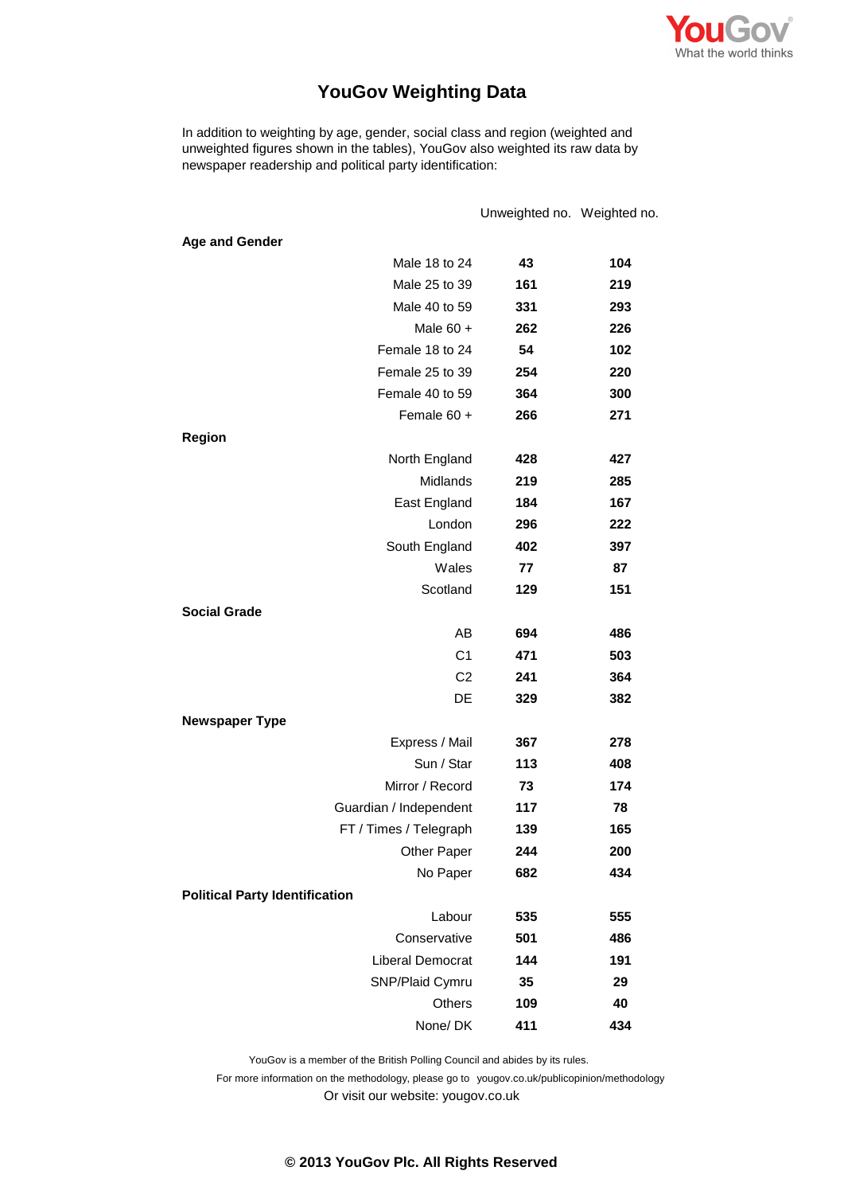# YouGov Weighting Data

In addition to weighting by age, gender, social class and region (weighted and unweighted figures shown in the tables), YouGov also weighted its raw data by newspaper readership and political party identification:

| | Unweighted no. | Weighted no. |
|---|---|---|
| **Age and Gender** | | |
| Male 18 to 24 | **43** | **104** |
| Male 25 to 39 | **161** | **219** |
| Male 40 to 59 | **331** | **293** |
| Male 60 + | **262** | **226** |
| Female 18 to 24 | **54** | **102** |
| Female 25 to 39 | **254** | **220** |
| Female 40 to 59 | **364** | **300** |
| Female 60 + | **266** | **271** |
| **Region** | | |
| North England | **428** | **427** |
| Midlands | **219** | **285** |
| East England | **184** | **167** |
| London | **296** | **222** |
| South England | **402** | **397** |
| Wales | **77** | **87** |
| Scotland | **129** | **151** |
| **Social Grade** | | |
| AB | **694** | **486** |
| C1 | **471** | **503** |
| C2 | **241** | **364** |
| DE | **329** | **382** |
| **Newspaper Type** | | |
| Express / Mail | **367** | **278** |
| Sun / Star | **113** | **408** |
| Mirror / Record | **73** | **174** |
| Guardian / Independent | **117** | **78** |
| FT / Times / Telegraph | **139** | **165** |
| Other Paper | **244** | **200** |
| No Paper | **682** | **434** |
| **Political Party Identification** | | |
| Labour | **535** | **555** |
| Conservative | **501** | **486** |
| Liberal Democrat | **144** | **191** |
| SNP/Plaid Cymru | **35** | **29** |
| Others | **109** | **40** |
| None/ DK | **411** | **434** |

YouGov is a member of the British Polling Council and abides by its rules.

For more information on the methodology, please go to yougov.co.uk/publicopinion/methodology

Or visit our website: yougov.co.uk

**© 2013 YouGov Plc. All Rights Reserved**